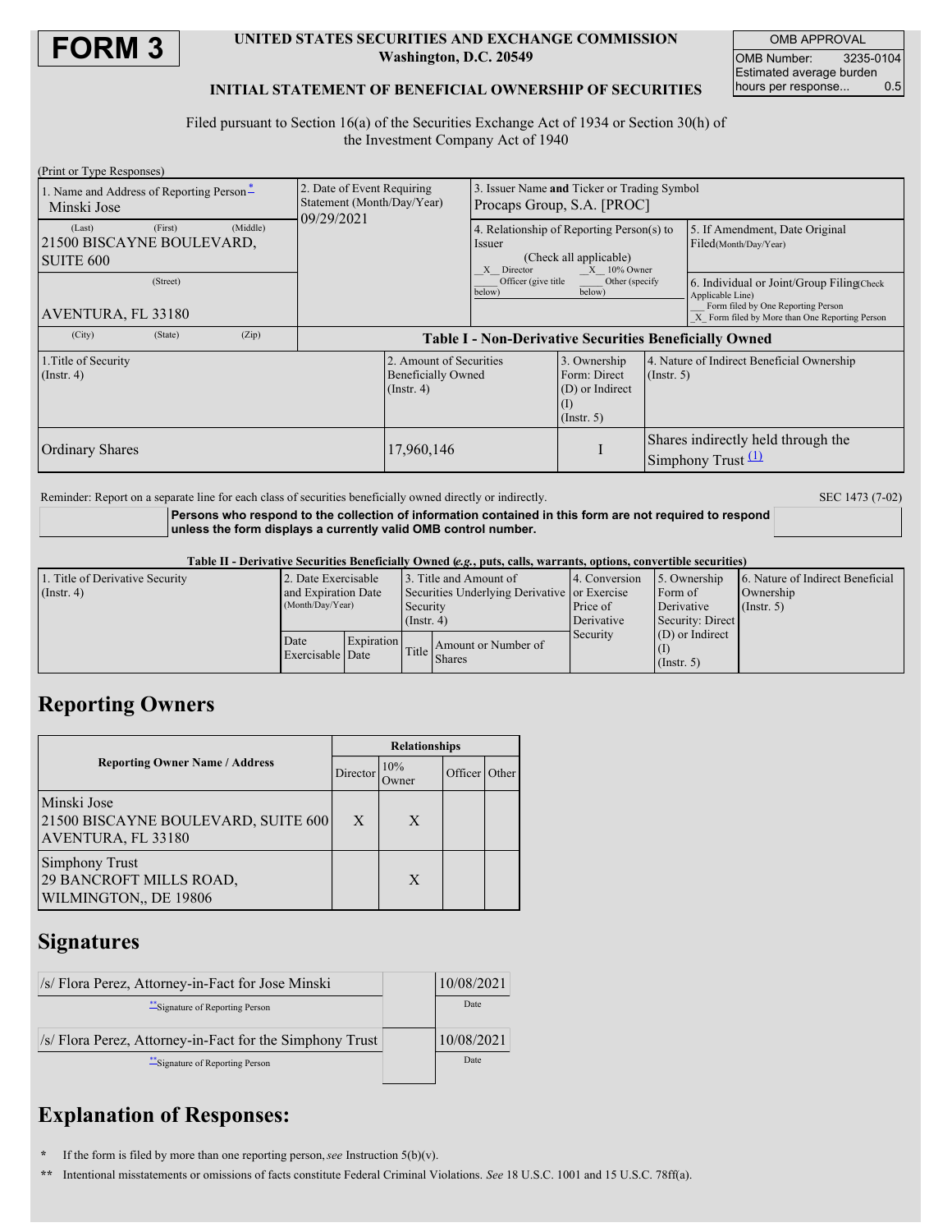# FORM 3

**UNITED STATES SECURITIES AND EXCHANGE COMMISSION**
**Washington, D.C. 20549**

**INITIAL STATEMENT OF BENEFICIAL OWNERSHIP OF SECURITIES**

| OMB APPROVAL | |
|---|---|
| OMB Number: | 3235-0104 |
| Estimated average burden hours per response... | 0.5 |

Filed pursuant to Section 16(a) of the Securities Exchange Act of 1934 or Section 30(h) of the Investment Company Act of 1940

(Print or Type Responses)

| 1. Name and Address of Reporting Person* | 2. Date of Event Requiring Statement (Month/Day/Year) | 3. Issuer Name and Ticker or Trading Symbol |
|---|---|---|
| Minski Jose<br>(Last) (First) (Middle)<br>21500 BISCAYNE BOULEVARD, SUITE 600<br>(Street)<br>AVENTURA, FL 33180<br>(City) (State) (Zip) | 09/29/2021 | Procaps Group, S.A. [PROC]<br><br>4. Relationship of Reporting Person(s) to Issuer (Check all applicable)<br>_X_ Director _X_ 10% Owner<br>___ Officer (give title below) ___ Other (specify below)<br><br>5. If Amendment, Date Original Filed(Month/Day/Year)<br><br>6. Individual or Joint/Group Filing(Check Applicable Line)<br>___ Form filed by One Reporting Person<br>_X_ Form filed by More than One Reporting Person |

**Table I - Non-Derivative Securities Beneficially Owned**

| 1.Title of Security (Instr. 4) | 2. Amount of Securities Beneficially Owned (Instr. 4) | 3. Ownership Form: Direct (D) or Indirect (I) (Instr. 5) | 4. Nature of Indirect Beneficial Ownership (Instr. 5) |
|---|---|---|---|
| Ordinary Shares | 17,960,146 | I | Shares indirectly held through the Simphony Trust (1) |

Reminder: Report on a separate line for each class of securities beneficially owned directly or indirectly.

SEC 1473 (7-02)

**Persons who respond to the collection of information contained in this form are not required to respond unless the form displays a currently valid OMB control number.**

**Table II - Derivative Securities Beneficially Owned (*e.g.*, puts, calls, warrants, options, convertible securities)**

| 1. Title of Derivative Security (Instr. 4) | 2. Date Exercisable and Expiration Date (Month/Day/Year) | | 3. Title and Amount of Securities Underlying Derivative Security (Instr. 4) | | 4. Conversion or Exercise Price of Derivative Security | 5. Ownership Form of Derivative Security: Direct (D) or Indirect (I) (Instr. 5) | 6. Nature of Indirect Beneficial Ownership (Instr. 5) |
|---|---|---|---|---|---|---|---|
| | Date Exercisable | Expiration Date | Title | Amount or Number of Shares | | | |

## Reporting Owners

| Reporting Owner Name / Address | Relationships | | | |
|---|---|---|---|---|
| | Director | 10% Owner | Officer | Other |
| Minski Jose<br>21500 BISCAYNE BOULEVARD, SUITE 600<br>AVENTURA, FL 33180 | X | X | | |
| Simphony Trust<br>29 BANCROFT MILLS ROAD,<br>WILMINGTON,, DE 19806 | | X | | |

## Signatures

| Signature | Date |
|---|---|
| /s/ Flora Perez, Attorney-in-Fact for Jose Minski<br>**Signature of Reporting Person | 10/08/2021 |
| /s/ Flora Perez, Attorney-in-Fact for the Simphony Trust<br>**Signature of Reporting Person | 10/08/2021 |

## Explanation of Responses:

\* If the form is filed by more than one reporting person, *see* Instruction 5(b)(v).

\*\* Intentional misstatements or omissions of facts constitute Federal Criminal Violations. *See* 18 U.S.C. 1001 and 15 U.S.C. 78ff(a).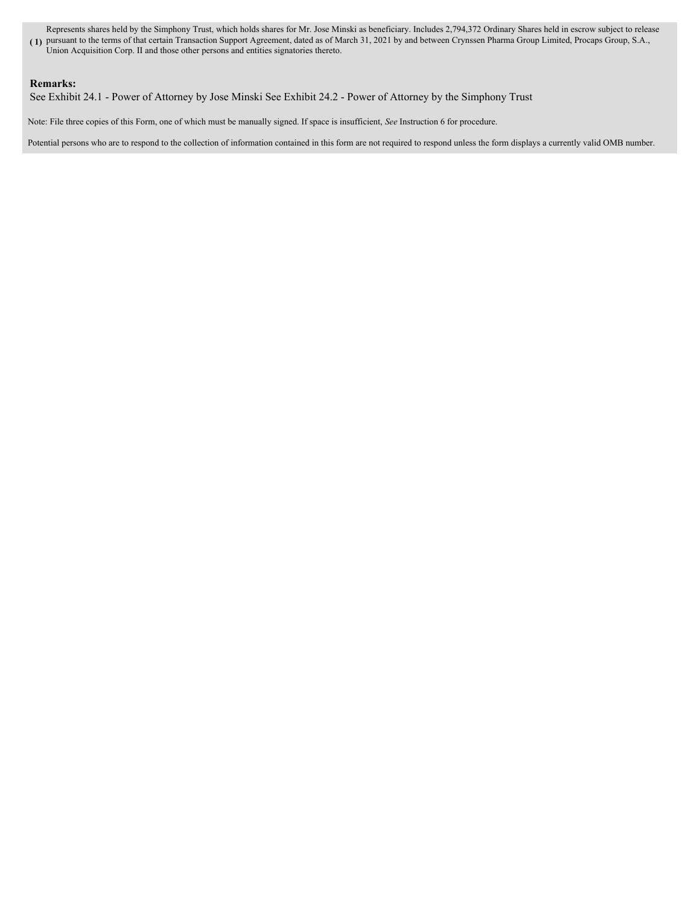(1) Represents shares held by the Simphony Trust, which holds shares for Mr. Jose Minski as beneficiary. Includes 2,794,372 Ordinary Shares held in escrow subject to release pursuant to the terms of that certain Transaction Support Agreement, dated as of March 31, 2021 by and between Crynssen Pharma Group Limited, Procaps Group, S.A., Union Acquisition Corp. II and those other persons and entities signatories thereto.

**Remarks:**

See Exhibit 24.1 - Power of Attorney by Jose Minski See Exhibit 24.2 - Power of Attorney by the Simphony Trust

Note: File three copies of this Form, one of which must be manually signed. If space is insufficient, *See* Instruction 6 for procedure.

Potential persons who are to respond to the collection of information contained in this form are not required to respond unless the form displays a currently valid OMB number.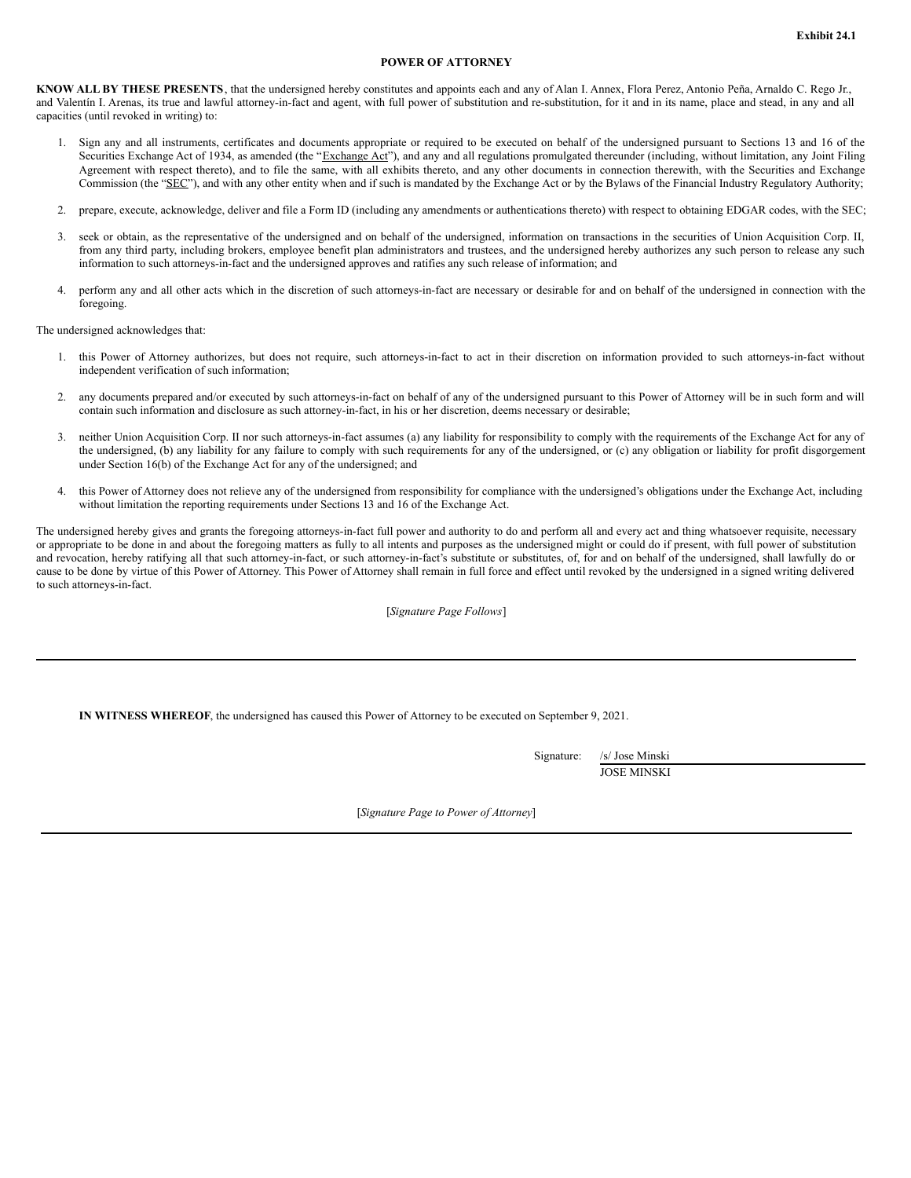**Exhibit 24.1**

# POWER OF ATTORNEY

**KNOW ALL BY THESE PRESENTS**, that the undersigned hereby constitutes and appoints each and any of Alan I. Annex, Flora Perez, Antonio Peña, Arnaldo C. Rego Jr., and Valentín I. Arenas, its true and lawful attorney-in-fact and agent, with full power of substitution and re-substitution, for it and in its name, place and stead, in any and all capacities (until revoked in writing) to:

1. Sign any and all instruments, certificates and documents appropriate or required to be executed on behalf of the undersigned pursuant to Sections 13 and 16 of the Securities Exchange Act of 1934, as amended (the "Exchange Act"), and any and all regulations promulgated thereunder (including, without limitation, any Joint Filing Agreement with respect thereto), and to file the same, with all exhibits thereto, and any other documents in connection therewith, with the Securities and Exchange Commission (the "SEC"), and with any other entity when and if such is mandated by the Exchange Act or by the Bylaws of the Financial Industry Regulatory Authority;
2. prepare, execute, acknowledge, deliver and file a Form ID (including any amendments or authentications thereto) with respect to obtaining EDGAR codes, with the SEC;
3. seek or obtain, as the representative of the undersigned and on behalf of the undersigned, information on transactions in the securities of Union Acquisition Corp. II, from any third party, including brokers, employee benefit plan administrators and trustees, and the undersigned hereby authorizes any such person to release any such information to such attorneys-in-fact and the undersigned approves and ratifies any such release of information; and
4. perform any and all other acts which in the discretion of such attorneys-in-fact are necessary or desirable for and on behalf of the undersigned in connection with the foregoing.

The undersigned acknowledges that:

1. this Power of Attorney authorizes, but does not require, such attorneys-in-fact to act in their discretion on information provided to such attorneys-in-fact without independent verification of such information;
2. any documents prepared and/or executed by such attorneys-in-fact on behalf of any of the undersigned pursuant to this Power of Attorney will be in such form and will contain such information and disclosure as such attorney-in-fact, in his or her discretion, deems necessary or desirable;
3. neither Union Acquisition Corp. II nor such attorneys-in-fact assumes (a) any liability for responsibility to comply with the requirements of the Exchange Act for any of the undersigned, (b) any liability for any failure to comply with such requirements for any of the undersigned, or (c) any obligation or liability for profit disgorgement under Section 16(b) of the Exchange Act for any of the undersigned; and
4. this Power of Attorney does not relieve any of the undersigned from responsibility for compliance with the undersigned's obligations under the Exchange Act, including without limitation the reporting requirements under Sections 13 and 16 of the Exchange Act.

The undersigned hereby gives and grants the foregoing attorneys-in-fact full power and authority to do and perform all and every act and thing whatsoever requisite, necessary or appropriate to be done in and about the foregoing matters as fully to all intents and purposes as the undersigned might or could do if present, with full power of substitution and revocation, hereby ratifying all that such attorney-in-fact, or such attorney-in-fact's substitute or substitutes, of, for and on behalf of the undersigned, shall lawfully do or cause to be done by virtue of this Power of Attorney. This Power of Attorney shall remain in full force and effect until revoked by the undersigned in a signed writing delivered to such attorneys-in-fact.

[*Signature Page Follows*]

---

**IN WITNESS WHEREOF**, the undersigned has caused this Power of Attorney to be executed on September 9, 2021.

Signature: /s/ Jose Minski
JOSE MINSKI

[*Signature Page to Power of Attorney*]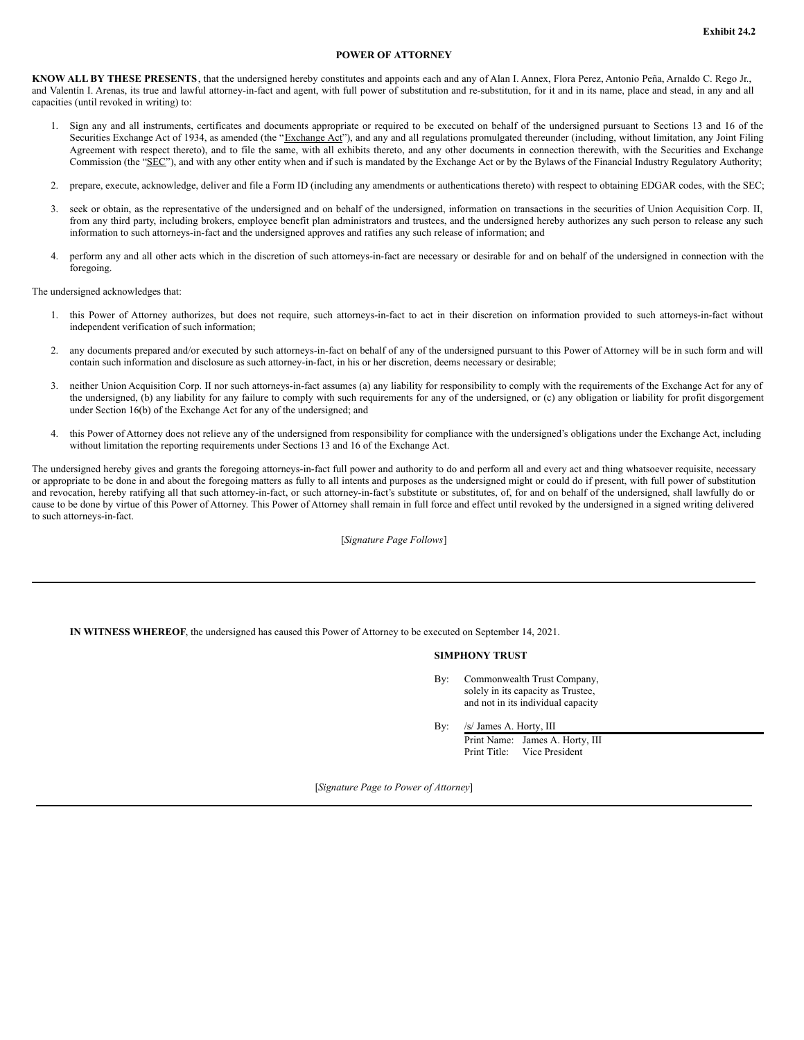Exhibit 24.2

# POWER OF ATTORNEY

**KNOW ALL BY THESE PRESENTS**, that the undersigned hereby constitutes and appoints each and any of Alan I. Annex, Flora Perez, Antonio Peña, Arnaldo C. Rego Jr., and Valentín I. Arenas, its true and lawful attorney-in-fact and agent, with full power of substitution and re-substitution, for it and in its name, place and stead, in any and all capacities (until revoked in writing) to:

1. Sign any and all instruments, certificates and documents appropriate or required to be executed on behalf of the undersigned pursuant to Sections 13 and 16 of the Securities Exchange Act of 1934, as amended (the "Exchange Act"), and any and all regulations promulgated thereunder (including, without limitation, any Joint Filing Agreement with respect thereto), and to file the same, with all exhibits thereto, and any other documents in connection therewith, with the Securities and Exchange Commission (the "SEC"), and with any other entity when and if such is mandated by the Exchange Act or by the Bylaws of the Financial Industry Regulatory Authority;

2. prepare, execute, acknowledge, deliver and file a Form ID (including any amendments or authentications thereto) with respect to obtaining EDGAR codes, with the SEC;

3. seek or obtain, as the representative of the undersigned and on behalf of the undersigned, information on transactions in the securities of Union Acquisition Corp. II, from any third party, including brokers, employee benefit plan administrators and trustees, and the undersigned hereby authorizes any such person to release any such information to such attorneys-in-fact and the undersigned approves and ratifies any such release of information; and

4. perform any and all other acts which in the discretion of such attorneys-in-fact are necessary or desirable for and on behalf of the undersigned in connection with the foregoing.

The undersigned acknowledges that:

1. this Power of Attorney authorizes, but does not require, such attorneys-in-fact to act in their discretion on information provided to such attorneys-in-fact without independent verification of such information;

2. any documents prepared and/or executed by such attorneys-in-fact on behalf of any of the undersigned pursuant to this Power of Attorney will be in such form and will contain such information and disclosure as such attorney-in-fact, in his or her discretion, deems necessary or desirable;

3. neither Union Acquisition Corp. II nor such attorneys-in-fact assumes (a) any liability for responsibility to comply with the requirements of the Exchange Act for any of the undersigned, (b) any liability for any failure to comply with such requirements for any of the undersigned, or (c) any obligation or liability for profit disgorgement under Section 16(b) of the Exchange Act for any of the undersigned; and

4. this Power of Attorney does not relieve any of the undersigned from responsibility for compliance with the undersigned's obligations under the Exchange Act, including without limitation the reporting requirements under Sections 13 and 16 of the Exchange Act.

The undersigned hereby gives and grants the foregoing attorneys-in-fact full power and authority to do and perform all and every act and thing whatsoever requisite, necessary or appropriate to be done in and about the foregoing matters as fully to all intents and purposes as the undersigned might or could do if present, with full power of substitution and revocation, hereby ratifying all that such attorney-in-fact, or such attorney-in-fact's substitute or substitutes, of, for and on behalf of the undersigned, shall lawfully do or cause to be done by virtue of this Power of Attorney. This Power of Attorney shall remain in full force and effect until revoked by the undersigned in a signed writing delivered to such attorneys-in-fact.

[*Signature Page Follows*]

---

**IN WITNESS WHEREOF**, the undersigned has caused this Power of Attorney to be executed on September 14, 2021.

**SIMPHONY TRUST**

By: Commonwealth Trust Company,
solely in its capacity as Trustee,
and not in its individual capacity

By: /s/ James A. Horty, III
Print Name: James A. Horty, III
Print Title: Vice President

[*Signature Page to Power of Attorney*]